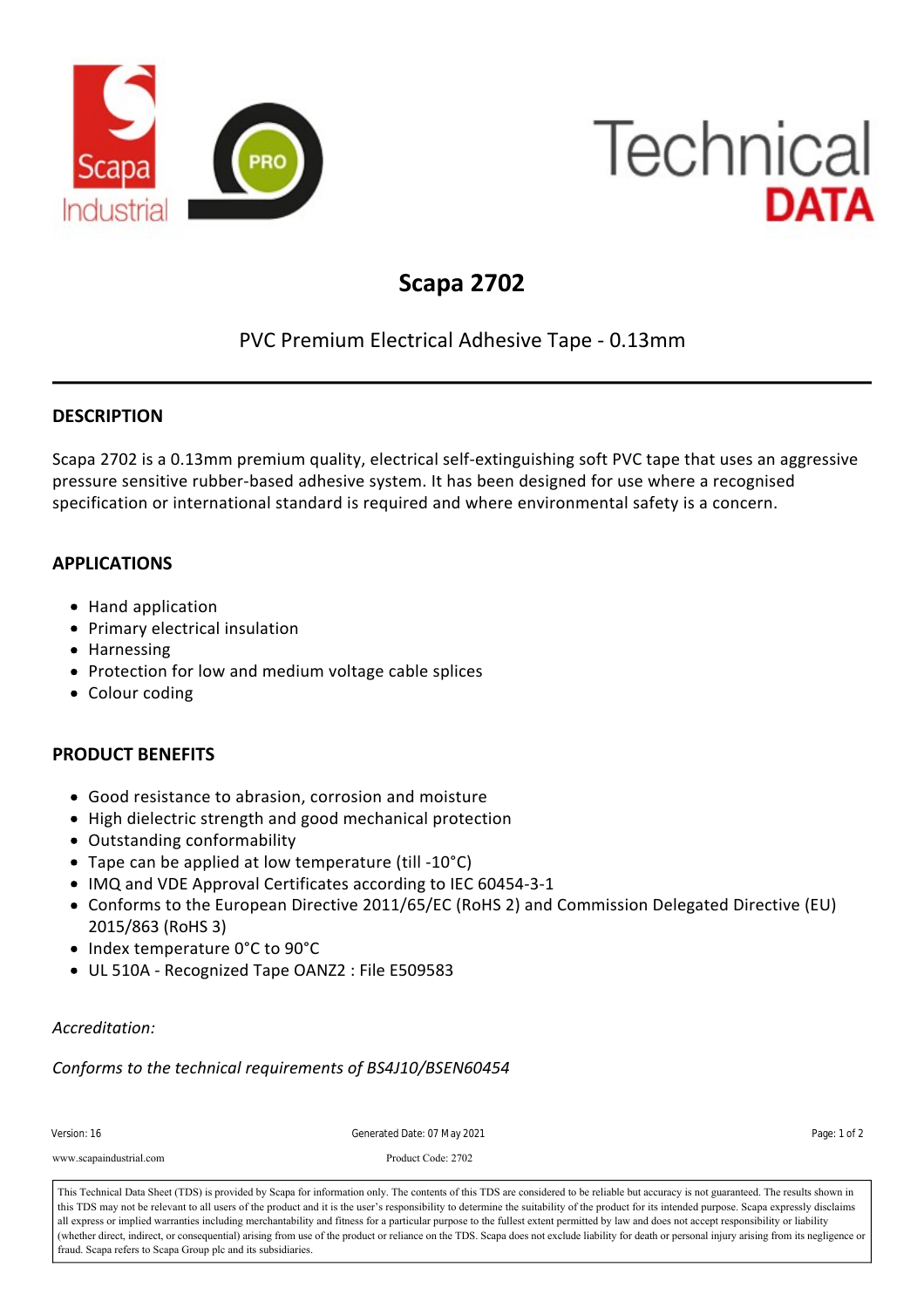# Scapa 2702

PVC Premium Electrical Adhesive Tape - 0.13mm

## DESCRIPTION

Scapa 2702 is a 0.13mm premium quality, electrical self-extinguishing soft PVC tape that uses an aggressive pressure sensitive rubber-based adhesive system. It has been designed for use where a recognised specification or international standard is required and where environmental safety is a concern.

## APPLICATIONS

- Hand application
- Primary electrical insulation
- Harnessing
- Protection for low and medium voltage cable splices
- Colour coding

## PRODUCT BENEFITS

- Good resistance to abrasion, corrosion and moisture
- High dielectric strength and good mechanical protection
- Outstanding conformability
- Tape can be applied at low temperature (till -10°C)
- IMQ and VDE Approval Certificates according to IEC 60454-3-1
- Conforms to the European Directive 2011/65/EC (RoHS 2) and Commission Delegated Directive (EU) 2015/863 (RoHS 3)
- Index temperature 0°C to 90°C
- UL 510A - Recognized Tape OANZ2 : File E509583

*Accreditation:*

*Conforms to the technical requirements of BS4J10/BSEN60454*

Version: 16 | Generated Date: 07 May 2021

www.scapaindustrial.com | Product Code: 2702

This Technical Data Sheet (TDS) is provided by Scapa for information only. The contents of this TDS are considered to be reliable but accuracy is not guaranteed. The results shown in this TDS may not be relevant to all users of the product and it is the user's responsibility to determine the suitability of the product for its intended purpose. Scapa expressly disclaims all express or implied warranties including merchantability and fitness for a particular purpose to the fullest extent permitted by law and does not accept responsibility or liability (whether direct, indirect, or consequential) arising from use of the product or reliance on the TDS. Scapa does not exclude liability for death or personal injury arising from its negligence or fraud. Scapa refers to Scapa Group plc and its subsidiaries.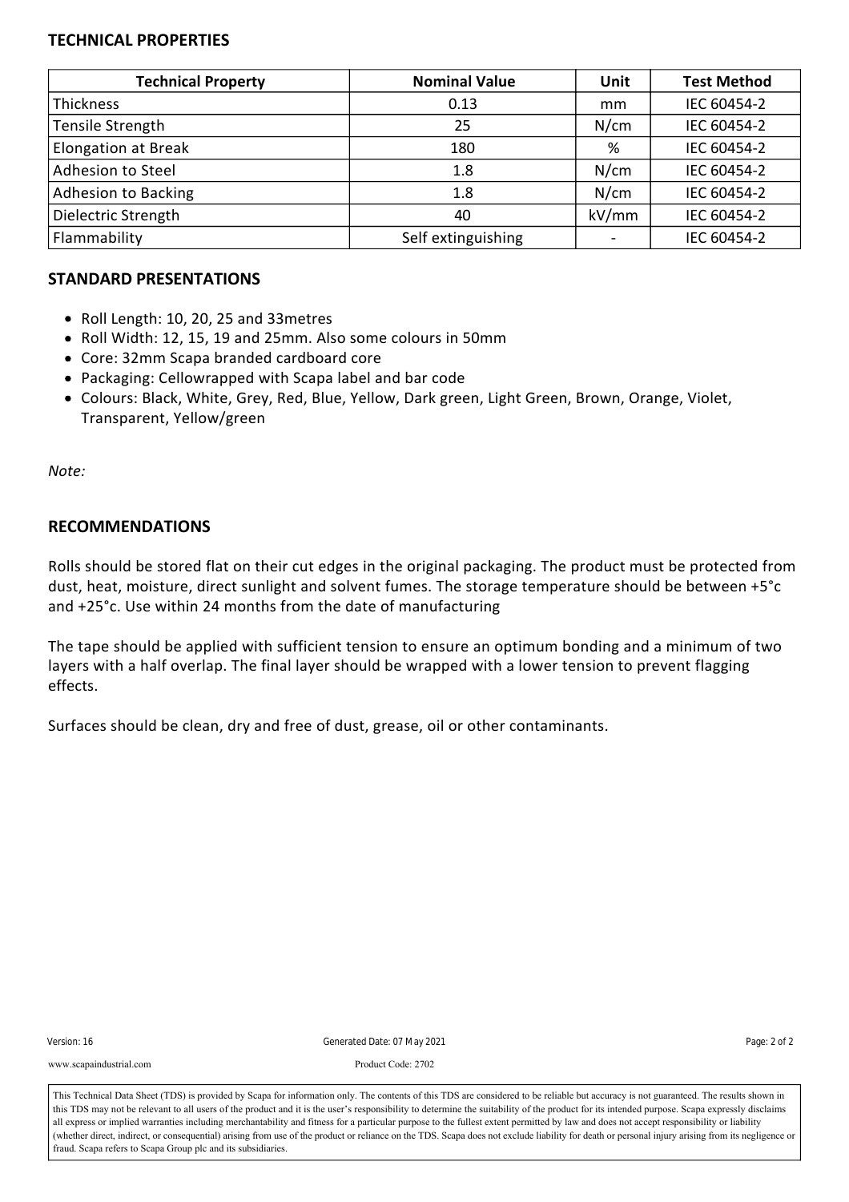## TECHNICAL PROPERTIES

| Technical Property | Nominal Value | Unit | Test Method |
|---|---|---|---|
| Thickness | 0.13 | mm | IEC 60454-2 |
| Tensile Strength | 25 | N/cm | IEC 60454-2 |
| Elongation at Break | 180 | % | IEC 60454-2 |
| Adhesion to Steel | 1.8 | N/cm | IEC 60454-2 |
| Adhesion to Backing | 1.8 | N/cm | IEC 60454-2 |
| Dielectric Strength | 40 | kV/mm | IEC 60454-2 |
| Flammability | Self extinguishing | - | IEC 60454-2 |

## STANDARD PRESENTATIONS

- Roll Length: 10, 20, 25 and 33metres
- Roll Width: 12, 15, 19 and 25mm. Also some colours in 50mm
- Core: 32mm Scapa branded cardboard core
- Packaging: Cellowrapped with Scapa label and bar code
- Colours: Black, White, Grey, Red, Blue, Yellow, Dark green, Light Green, Brown, Orange, Violet, Transparent, Yellow/green

*Note:*

## RECOMMENDATIONS

Rolls should be stored flat on their cut edges in the original packaging. The product must be protected from dust, heat, moisture, direct sunlight and solvent fumes. The storage temperature should be between +5°c and +25°c. Use within 24 months from the date of manufacturing

The tape should be applied with sufficient tension to ensure an optimum bonding and a minimum of two layers with a half overlap. The final layer should be wrapped with a lower tension to prevent flagging effects.

Surfaces should be clean, dry and free of dust, grease, oil or other contaminants.

Version: 16 Generated Date: 07 May 2021

www.scapaindustrial.com Product Code: 2702

This Technical Data Sheet (TDS) is provided by Scapa for information only. The contents of this TDS are considered to be reliable but accuracy is not guaranteed. The results shown in this TDS may not be relevant to all users of the product and it is the user's responsibility to determine the suitability of the product for its intended purpose. Scapa expressly disclaims all express or implied warranties including merchantability and fitness for a particular purpose to the fullest extent permitted by law and does not accept responsibility or liability (whether direct, indirect, or consequential) arising from use of the product or reliance on the TDS. Scapa does not exclude liability for death or personal injury arising from its negligence or fraud. Scapa refers to Scapa Group plc and its subsidiaries.